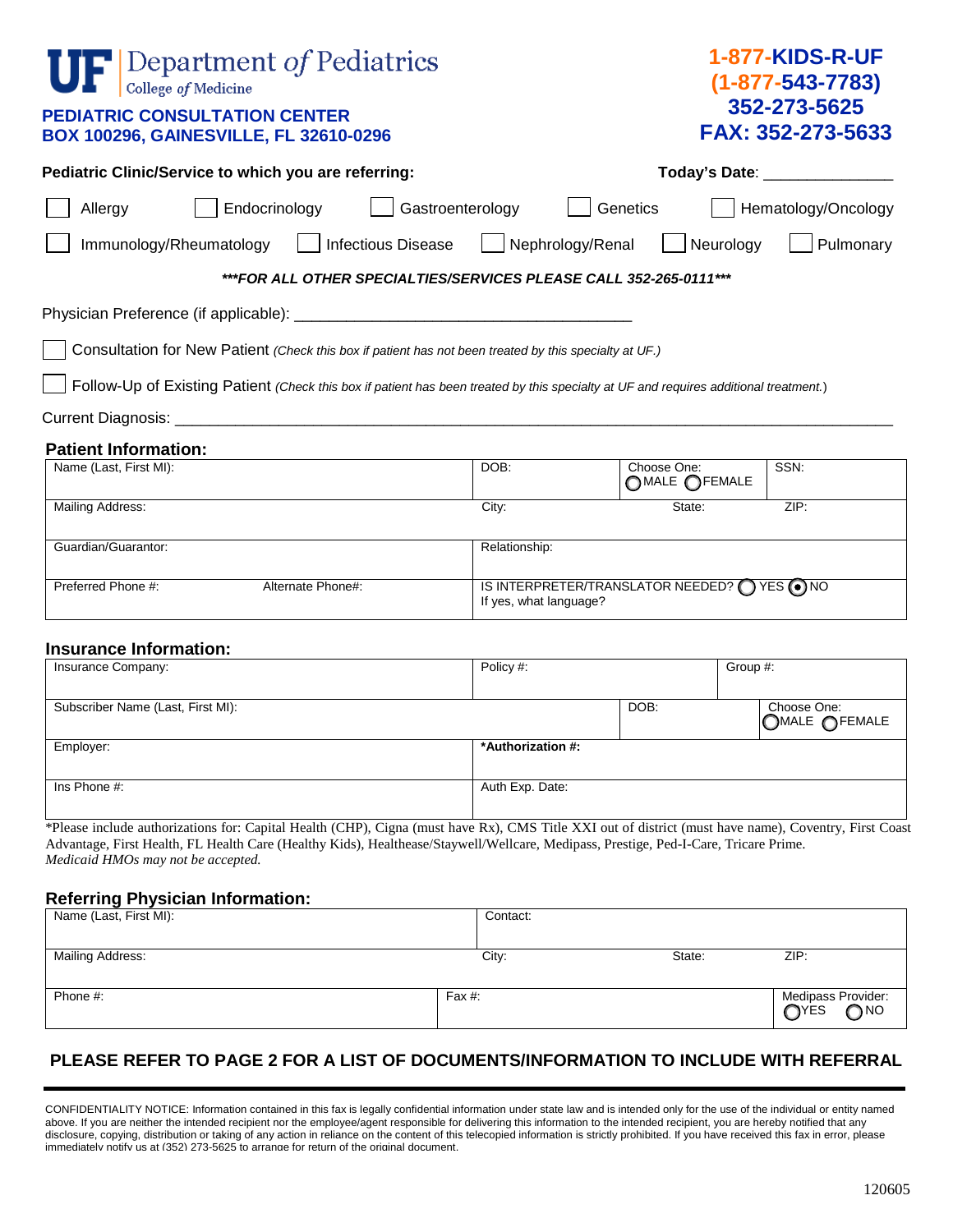# UF Department *of* Pediatrics
College *of* Medicine

**PEDIATRIC CONSULTATION CENTER**
**BOX 100296, GAINESVILLE, FL 32610-0296**

**1-877-KIDS-R-UF**
**(1-877-543-7783)**
**352-273-5625**
**FAX: 352-273-5633**

**Pediatric Clinic/Service to which you are referring:** **Today's Date**: _______________

☐ Allergy ☐ Endocrinology ☐ Gastroenterology ☐ Genetics ☐ Hematology/Oncology

☐ Immunology/Rheumatology ☐ Infectious Disease ☐ Nephrology/Renal ☐ Neurology ☐ Pulmonary

***\*\*\*FOR ALL OTHER SPECIALTIES/SERVICES PLEASE CALL 352-265-0111\*\*\****

Physician Preference (if applicable): ________________________________________

☐ Consultation for New Patient *(Check this box if patient has not been treated by this specialty at UF.)*

☐ Follow-Up of Existing Patient *(Check this box if patient has been treated by this specialty at UF and requires additional treatment.)*

Current Diagnosis: ____________________________________________________________________________

## Patient Information:

| Name (Last, First MI): | | DOB: | Choose One: ◯MALE ◯FEMALE | SSN: |
|---|---|---|---|---|
| Mailing Address: | | City: | State: | ZIP: |
| Guardian/Guarantor: | | Relationship: | | |
| Preferred Phone #: | Alternate Phone#: | IS INTERPRETER/TRANSLATOR NEEDED? ◯ YES ◉ NO If yes, what language? | | |

## Insurance Information:

| Insurance Company: | Policy #: | | Group #: |
|---|---|---|---|
| Subscriber Name (Last, First MI): | | DOB: | Choose One: ◯MALE ◯FEMALE |
| Employer: | **\*Authorization #:** | | |
| Ins Phone #: | Auth Exp. Date: | | |

\*Please include authorizations for: Capital Health (CHP), Cigna (must have Rx), CMS Title XXI out of district (must have name), Coventry, First Coast Advantage, First Health, FL Health Care (Healthy Kids), Healthease/Staywell/Wellcare, Medipass, Prestige, Ped-I-Care, Tricare Prime.
*Medicaid HMOs may not be accepted.*

## Referring Physician Information:

| Name (Last, First MI): | Contact: | | |
|---|---|---|---|
| Mailing Address: | City: | State: | ZIP: |
| Phone #: | Fax #: | | Medipass Provider: ◯YES ◯NO |

**PLEASE REFER TO PAGE 2 FOR A LIST OF DOCUMENTS/INFORMATION TO INCLUDE WITH REFERRAL**

CONFIDENTIALITY NOTICE: Information contained in this fax is legally confidential information under state law and is intended only for the use of the individual or entity named above. If you are neither the intended recipient nor the employee/agent responsible for delivering this information to the intended recipient, you are hereby notified that any disclosure, copying, distribution or taking of any action in reliance on the content of this telecopied information is strictly prohibited. If you have received this fax in error, please immediately notify us at (352) 273-5625 to arrange for return of the original document.

120605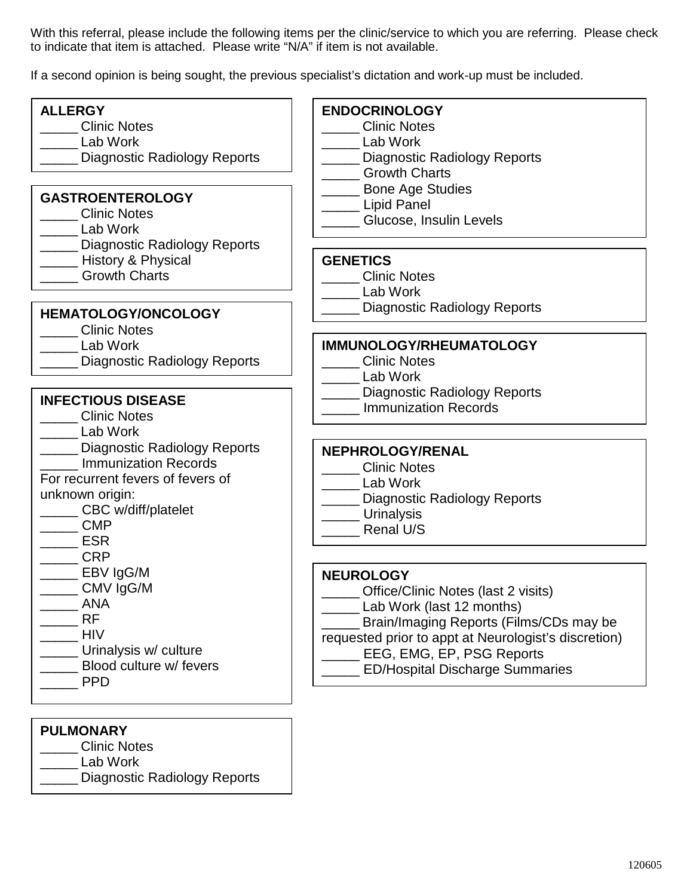With this referral, please include the following items per the clinic/service to which you are referring. Please check to indicate that item is attached. Please write "N/A" if item is not available.

If a second opinion is being sought, the previous specialist's dictation and work-up must be included.

**ALLERGY**

_____ Clinic Notes
_____ Lab Work
_____ Diagnostic Radiology Reports

**GASTROENTEROLOGY**

_____ Clinic Notes
_____ Lab Work
_____ Diagnostic Radiology Reports
_____ History & Physical
_____ Growth Charts

**HEMATOLOGY/ONCOLOGY**

_____ Clinic Notes
_____ Lab Work
_____ Diagnostic Radiology Reports

**INFECTIOUS DISEASE**

_____ Clinic Notes
_____ Lab Work
_____ Diagnostic Radiology Reports
_____ Immunization Records

For recurrent fevers of fevers of unknown origin:

_____ CBC w/diff/platelet
_____ CMP
_____ ESR
_____ CRP
_____ EBV IgG/M
_____ CMV IgG/M
_____ ANA
_____ RF
_____ HIV
_____ Urinalysis w/ culture
_____ Blood culture w/ fevers
_____ PPD

**PULMONARY**

_____ Clinic Notes
_____ Lab Work
_____ Diagnostic Radiology Reports

**ENDOCRINOLOGY**

_____ Clinic Notes
_____ Lab Work
_____ Diagnostic Radiology Reports
_____ Growth Charts
_____ Bone Age Studies
_____ Lipid Panel
_____ Glucose, Insulin Levels

**GENETICS**

_____ Clinic Notes
_____ Lab Work
_____ Diagnostic Radiology Reports

**IMMUNOLOGY/RHEUMATOLOGY**

_____ Clinic Notes
_____ Lab Work
_____ Diagnostic Radiology Reports
_____ Immunization Records

**NEPHROLOGY/RENAL**

_____ Clinic Notes
_____ Lab Work
_____ Diagnostic Radiology Reports
_____ Urinalysis
_____ Renal U/S

**NEUROLOGY**

_____ Office/Clinic Notes (last 2 visits)
_____ Lab Work (last 12 months)
_____ Brain/Imaging Reports (Films/CDs may be requested prior to appt at Neurologist's discretion)
_____ EEG, EMG, EP, PSG Reports
_____ ED/Hospital Discharge Summaries

120605